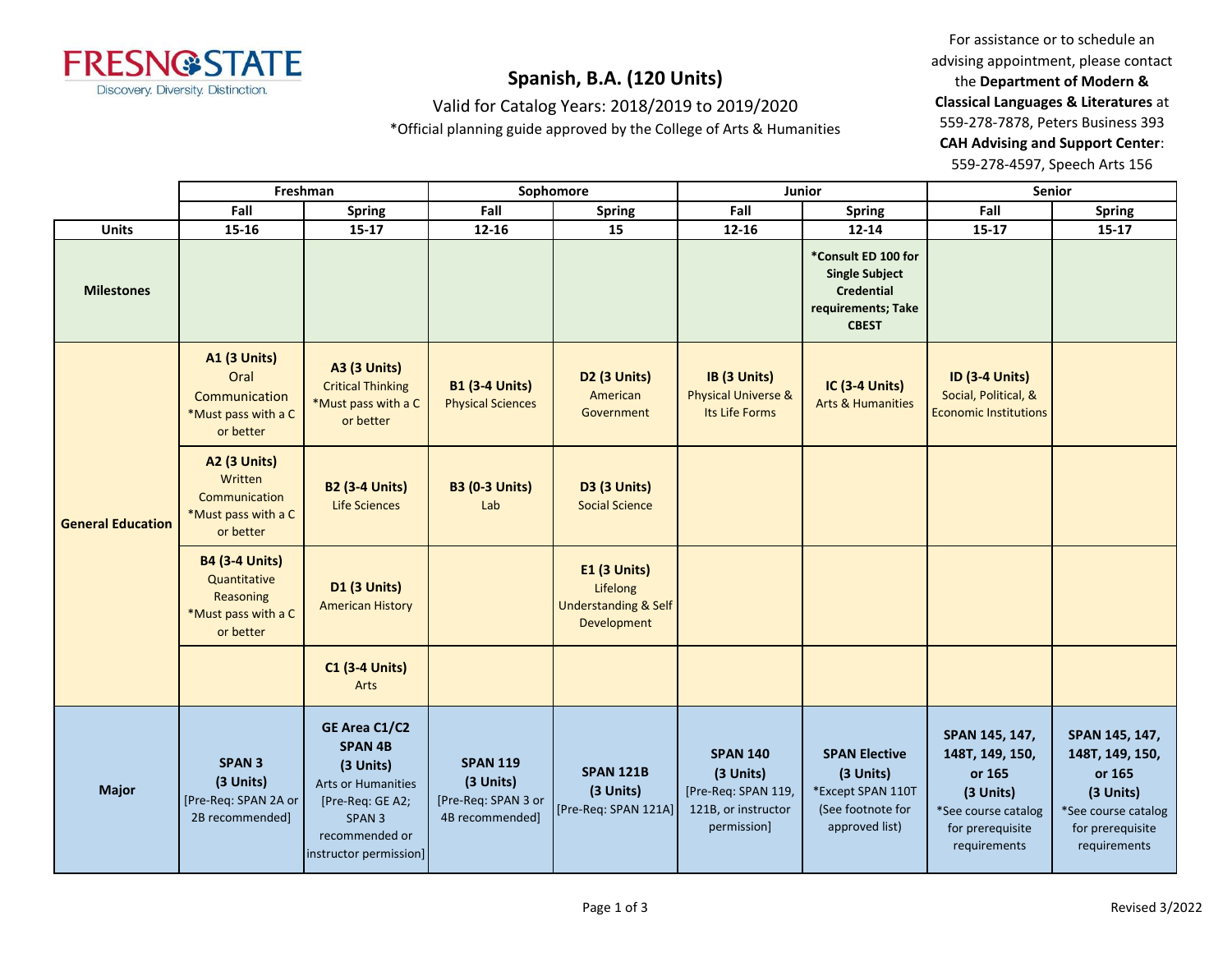# Spanish, B.A. (120 Units)

Valid for Catalog Years: 2018/2019 to 2019/2020

*Official planning guide approved by the College of Arts & Humanities

For assistance or to schedule an advising appointment, please contact the **Department of Modern & Classical Languages & Literatures** at 559-278-7878, Peters Business 393

**CAH Advising and Support Center**: 559-278-4597, Speech Arts 156

| | Freshman | | Sophomore | | Junior | | Senior | |
|---|---|---|---|---|---|---|---|---|
| | **Fall** | **Spring** | **Fall** | **Spring** | **Fall** | **Spring** | **Fall** | **Spring** |
| **Units** | **15-16** | **15-17** | **12-16** | **15** | **12-16** | **12-14** | **15-17** | **15-17** |
| **Milestones** | | | | | | **\*Consult ED 100 for Single Subject Credential requirements; Take CBEST** | | |
| **General Education** | **A1 (3 Units)** Oral Communication *Must pass with a C or better | **A3 (3 Units)** Critical Thinking *Must pass with a C or better | **B1 (3-4 Units)** Physical Sciences | **D2 (3 Units)** American Government | **IB (3 Units)** Physical Universe & Its Life Forms | **IC (3-4 Units)** Arts & Humanities | **ID (3-4 Units)** Social, Political, & Economic Institutions | |
| | **A2 (3 Units)** Written Communication *Must pass with a C or better | **B2 (3-4 Units)** Life Sciences | **B3 (0-3 Units)** Lab | **D3 (3 Units)** Social Science | | | | |
| | **B4 (3-4 Units)** Quantitative Reasoning *Must pass with a C or better | **D1 (3 Units)** American History | | **E1 (3 Units)** Lifelong Understanding & Self Development | | | | |
| | | **C1 (3-4 Units)** Arts | | | | | | |
| **Major** | **SPAN 3 (3 Units)** [Pre-Req: SPAN 2A or 2B recommended] | **GE Area C1/C2 SPAN 4B (3 Units)** Arts or Humanities [Pre-Req: GE A2; SPAN 3 recommended or instructor permission] | **SPAN 119 (3 Units)** [Pre-Req: SPAN 3 or 4B recommended] | **SPAN 121B (3 Units)** [Pre-Req: SPAN 121A] | **SPAN 140 (3 Units)** [Pre-Req: SPAN 119, 121B, or instructor permission] | **SPAN Elective (3 Units)** *Except SPAN 110T (See footnote for approved list) | **SPAN 145, 147, 148T, 149, 150, or 165 (3 Units)** *See course catalog for prerequisite requirements | **SPAN 145, 147, 148T, 149, 150, or 165 (3 Units)** *See course catalog for prerequisite requirements |

Revised 3/2022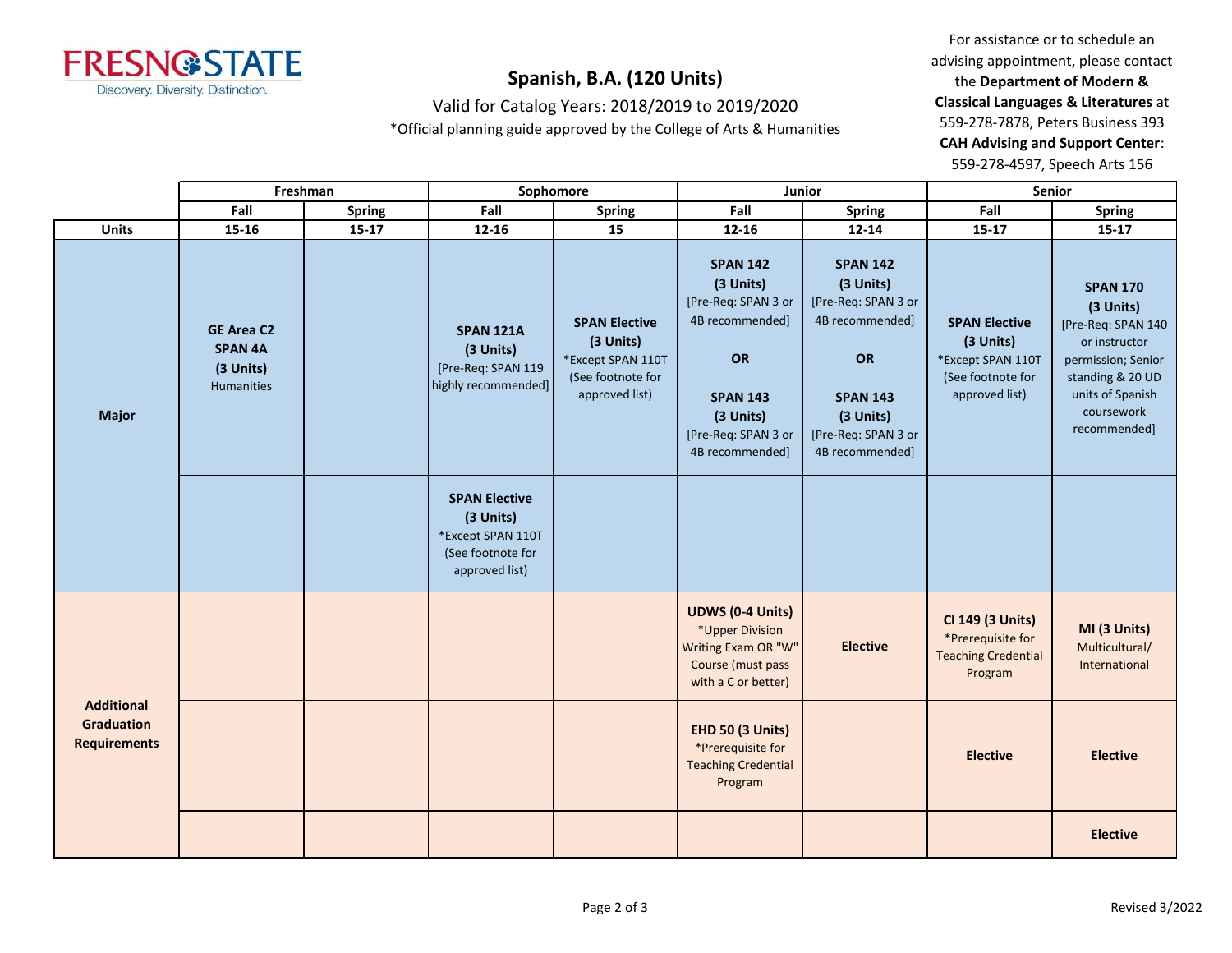# Spanish, B.A. (120 Units)

Valid for Catalog Years: 2018/2019 to 2019/2020

*Official planning guide approved by the College of Arts & Humanities

For assistance or to schedule an advising appointment, please contact the **Department of Modern & Classical Languages & Literatures** at 559-278-7878, Peters Business 393

**CAH Advising and Support Center**: 559-278-4597, Speech Arts 156

| | Freshman | | Sophomore | | Junior | | Senior | |
|---|---|---|---|---|---|---|---|---|
| | **Fall** | **Spring** | **Fall** | **Spring** | **Fall** | **Spring** | **Fall** | **Spring** |
| **Units** | **15-16** | **15-17** | **12-16** | **15** | **12-16** | **12-14** | **15-17** | **15-17** |
| **Major** | **GE Area C2 SPAN 4A (3 Units)** Humanities | | **SPAN 121A (3 Units)** [Pre-Req: SPAN 119 highly recommended] | **SPAN Elective (3 Units)** *Except SPAN 110T (See footnote for approved list) | **SPAN 142 (3 Units)** [Pre-Req: SPAN 3 or 4B recommended] **OR** **SPAN 143 (3 Units)** [Pre-Req: SPAN 3 or 4B recommended] | **SPAN 142 (3 Units)** [Pre-Req: SPAN 3 or 4B recommended] **OR** **SPAN 143 (3 Units)** [Pre-Req: SPAN 3 or 4B recommended] | **SPAN Elective (3 Units)** *Except SPAN 110T (See footnote for approved list) | **SPAN 170 (3 Units)** [Pre-Req: SPAN 140 or instructor permission; Senior standing & 20 UD units of Spanish coursework recommended] |
| | | | **SPAN Elective (3 Units)** *Except SPAN 110T (See footnote for approved list) | | | | | |
| **Additional Graduation Requirements** | | | | | **UDWS (0-4 Units)** *Upper Division Writing Exam OR "W" Course (must pass with a C or better) | **Elective** | **CI 149 (3 Units)** *Prerequisite for Teaching Credential Program | **MI (3 Units)** Multicultural/ International |
| | | | | | **EHD 50 (3 Units)** *Prerequisite for Teaching Credential Program | | **Elective** | **Elective** |
| | | | | | | | | **Elective** |

Revised 3/2022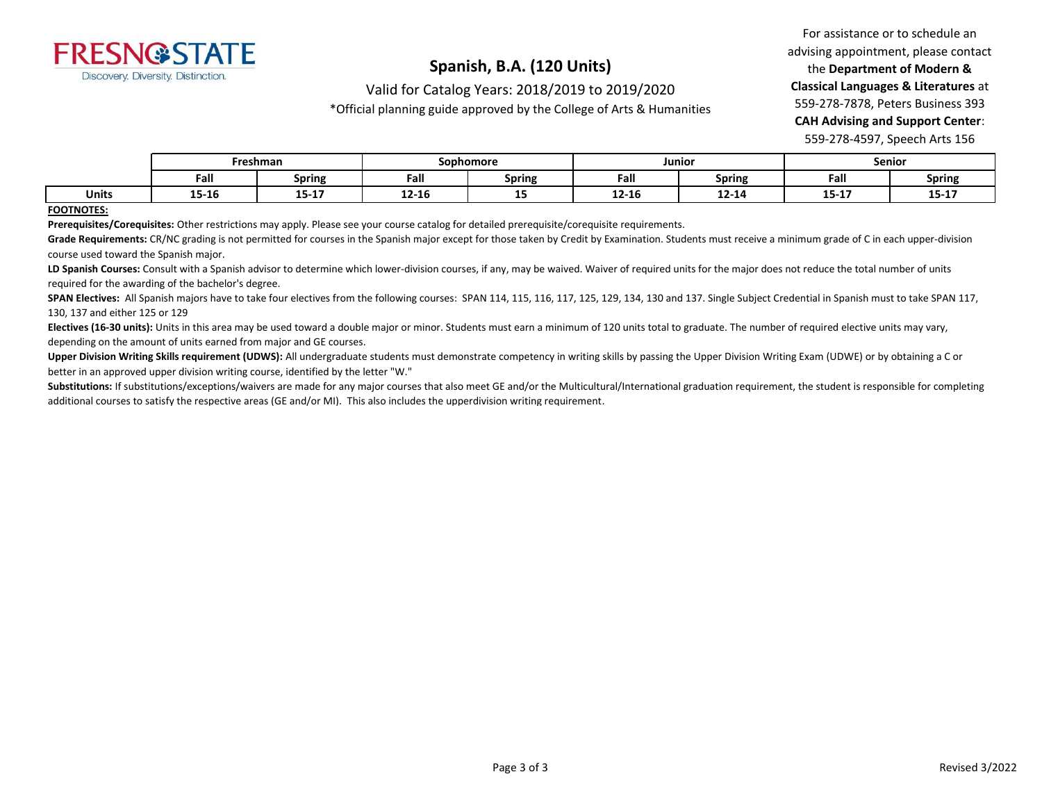FRESNO STATE
Discovery. Diversity. Distinction.

# Spanish, B.A. (120 Units)

Valid for Catalog Years: 2018/2019 to 2019/2020

*Official planning guide approved by the College of Arts & Humanities

For assistance or to schedule an advising appointment, please contact the **Department of Modern & Classical Languages & Literatures** at 559-278-7878, Peters Business 393
**CAH Advising and Support Center**: 559-278-4597, Speech Arts 156

| | Freshman | | Sophomore | | Junior | | Senior | |
|---|---|---|---|---|---|---|---|---|
| | Fall | Spring | Fall | Spring | Fall | Spring | Fall | Spring |
| **Units** | 15-16 | 15-17 | 12-16 | 15 | 12-16 | 12-14 | 15-17 | 15-17 |

**FOOTNOTES:**

**Prerequisites/Corequisites:** Other restrictions may apply. Please see your course catalog for detailed prerequisite/corequisite requirements.

**Grade Requirements:** CR/NC grading is not permitted for courses in the Spanish major except for those taken by Credit by Examination. Students must receive a minimum grade of C in each upper-division course used toward the Spanish major.

**LD Spanish Courses:** Consult with a Spanish advisor to determine which lower-division courses, if any, may be waived. Waiver of required units for the major does not reduce the total number of units required for the awarding of the bachelor's degree.

**SPAN Electives:** All Spanish majors have to take four electives from the following courses: SPAN 114, 115, 116, 117, 125, 129, 134, 130 and 137. Single Subject Credential in Spanish must to take SPAN 117, 130, 137 and either 125 or 129

**Electives (16-30 units):** Units in this area may be used toward a double major or minor. Students must earn a minimum of 120 units total to graduate. The number of required elective units may vary, depending on the amount of units earned from major and GE courses.

**Upper Division Writing Skills requirement (UDWS):** All undergraduate students must demonstrate competency in writing skills by passing the Upper Division Writing Exam (UDWE) or by obtaining a C or better in an approved upper division writing course, identified by the letter "W."

**Substitutions:** If substitutions/exceptions/waivers are made for any major courses that also meet GE and/or the Multicultural/International graduation requirement, the student is responsible for completing additional courses to satisfy the respective areas (GE and/or MI). This also includes the upperdivision writing requirement.

Revised 3/2022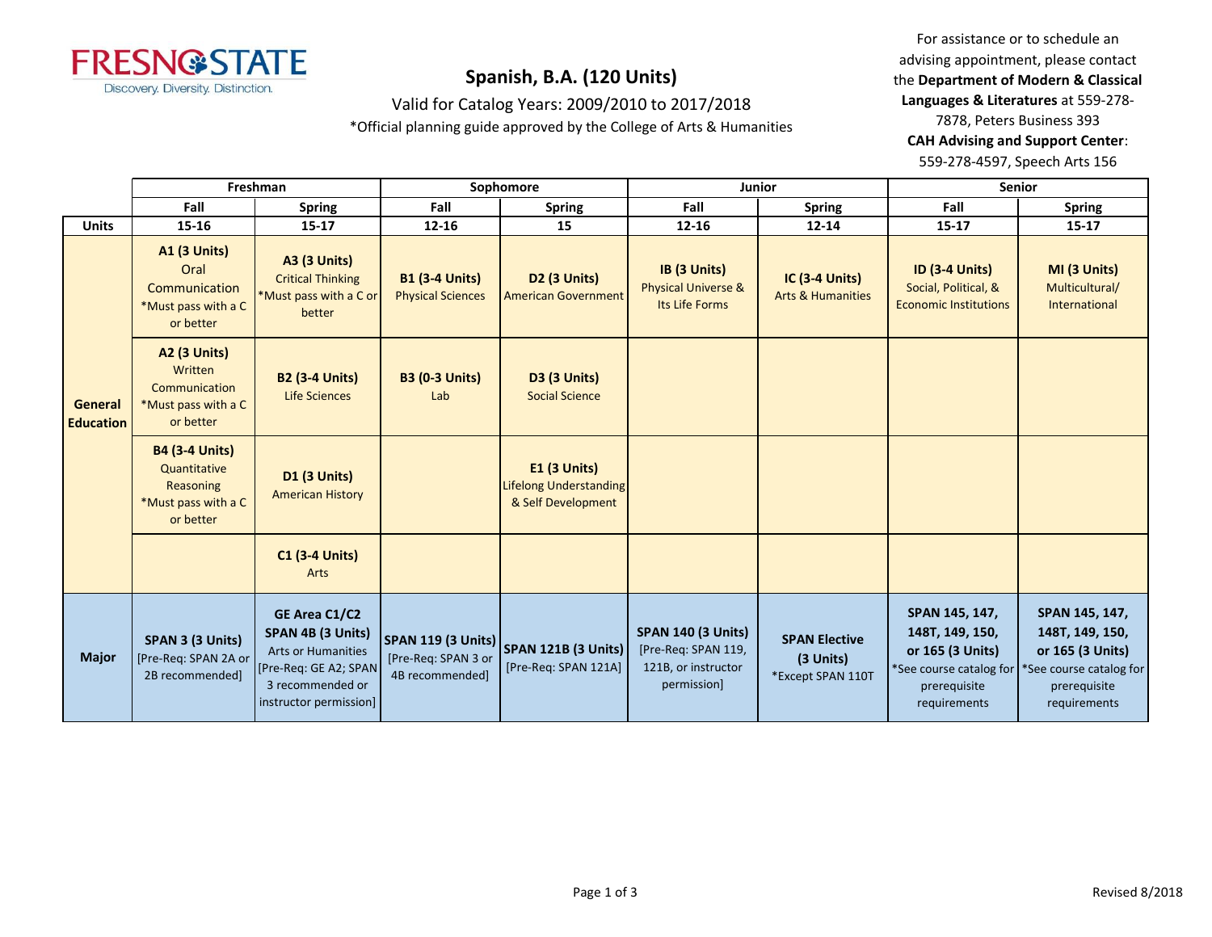FRESNO STATE
Discovery. Diversity. Distinction.

# Spanish, B.A. (120 Units)

Valid for Catalog Years: 2009/2010 to 2017/2018

*Official planning guide approved by the College of Arts & Humanities

For assistance or to schedule an advising appointment, please contact the **Department of Modern & Classical Languages & Literatures** at 559-278-7878, Peters Business 393
**CAH Advising and Support Center**: 559-278-4597, Speech Arts 156

| | Freshman | | Sophomore | | Junior | | Senior | |
|---|---|---|---|---|---|---|---|---|
| | Fall | Spring | Fall | Spring | Fall | Spring | Fall | Spring |
| **Units** | **15-16** | **15-17** | **12-16** | **15** | **12-16** | **12-14** | **15-17** | **15-17** |
| **General Education** | **A1 (3 Units)** Oral Communication *Must pass with a C or better | **A3 (3 Units)** Critical Thinking *Must pass with a C or better | **B1 (3-4 Units)** Physical Sciences | **D2 (3 Units)** American Government | **IB (3 Units)** Physical Universe & Its Life Forms | **IC (3-4 Units)** Arts & Humanities | **ID (3-4 Units)** Social, Political, & Economic Institutions | **MI (3 Units)** Multicultural/ International |
| | **A2 (3 Units)** Written Communication *Must pass with a C or better | **B2 (3-4 Units)** Life Sciences | **B3 (0-3 Units)** Lab | **D3 (3 Units)** Social Science | | | | |
| | **B4 (3-4 Units)** Quantitative Reasoning *Must pass with a C or better | **D1 (3 Units)** American History | | **E1 (3 Units)** Lifelong Understanding & Self Development | | | | |
| | | **C1 (3-4 Units)** Arts | | | | | | |
| **Major** | **SPAN 3 (3 Units)** [Pre-Req: SPAN 2A or 2B recommended] | **GE Area C1/C2 SPAN 4B (3 Units)** Arts or Humanities [Pre-Req: GE A2; SPAN 3 recommended or instructor permission] | **SPAN 119 (3 Units)** [Pre-Req: SPAN 3 or 4B recommended] | **SPAN 121B (3 Units)** [Pre-Req: SPAN 121A] | **SPAN 140 (3 Units)** [Pre-Req: SPAN 119, 121B, or instructor permission] | **SPAN Elective (3 Units)** *Except SPAN 110T | **SPAN 145, 147, 148T, 149, 150, or 165 (3 Units)** *See course catalog for prerequisite requirements | **SPAN 145, 147, 148T, 149, 150, or 165 (3 Units)** *See course catalog for prerequisite requirements |

Revised 8/2018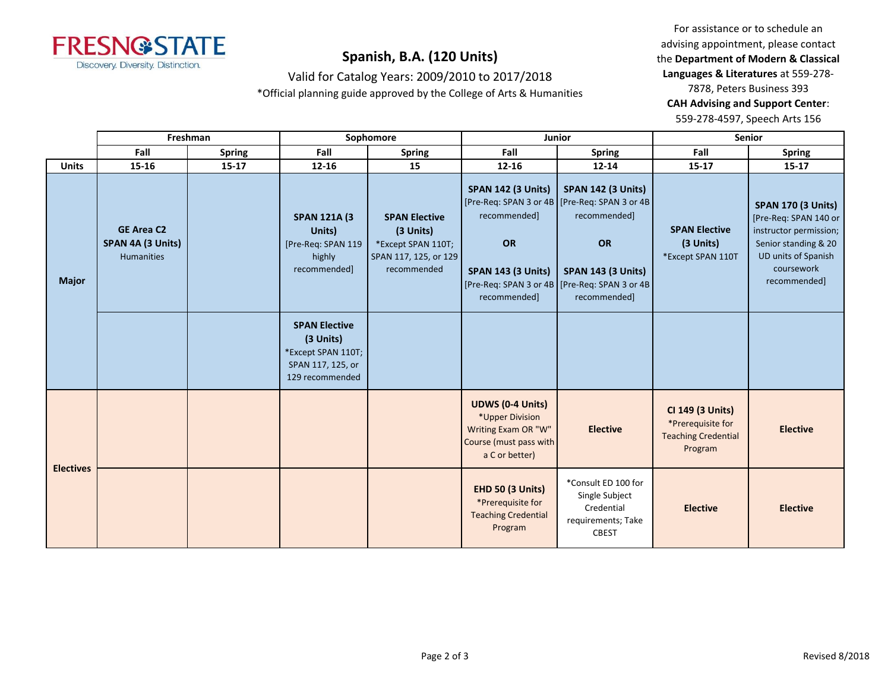# Spanish, B.A. (120 Units)

Valid for Catalog Years: 2009/2010 to 2017/2018

*Official planning guide approved by the College of Arts & Humanities

For assistance or to schedule an advising appointment, please contact the **Department of Modern & Classical Languages & Literatures** at 559-278-7878, Peters Business 393

**CAH Advising and Support Center**: 559-278-4597, Speech Arts 156

| | Freshman | | Sophomore | | Junior | | Senior | |
|---|---|---|---|---|---|---|---|---|
| | Fall | Spring | Fall | Spring | Fall | Spring | Fall | Spring |
| **Units** | 15-16 | 15-17 | 12-16 | 15 | 12-16 | 12-14 | 15-17 | 15-17 |
| **Major** | **GE Area C2 SPAN 4A (3 Units)** Humanities | | **SPAN 121A (3 Units)** [Pre-Req: SPAN 119 highly recommended] | **SPAN Elective (3 Units)** *Except SPAN 110T; SPAN 117, 125, or 129 recommended | **SPAN 142 (3 Units)** [Pre-Req: SPAN 3 or 4B recommended] **OR** **SPAN 143 (3 Units)** [Pre-Req: SPAN 3 or 4B recommended] | **SPAN 142 (3 Units)** [Pre-Req: SPAN 3 or 4B recommended] **OR** **SPAN 143 (3 Units)** [Pre-Req: SPAN 3 or 4B recommended] | **SPAN Elective (3 Units)** *Except SPAN 110T | **SPAN 170 (3 Units)** [Pre-Req: SPAN 140 or instructor permission; Senior standing & 20 UD units of Spanish coursework recommended] |
| | | | **SPAN Elective (3 Units)** *Except SPAN 110T; SPAN 117, 125, or 129 recommended | | | | | |
| **Electives** | | | | | **UDWS (0-4 Units)** *Upper Division Writing Exam OR "W" Course (must pass with a C or better) | **Elective** | **CI 149 (3 Units)** *Prerequisite for Teaching Credential Program | **Elective** |
| | | | | | **EHD 50 (3 Units)** *Prerequisite for Teaching Credential Program | *Consult ED 100 for Single Subject Credential requirements; Take CBEST | **Elective** | **Elective** |

Revised 8/2018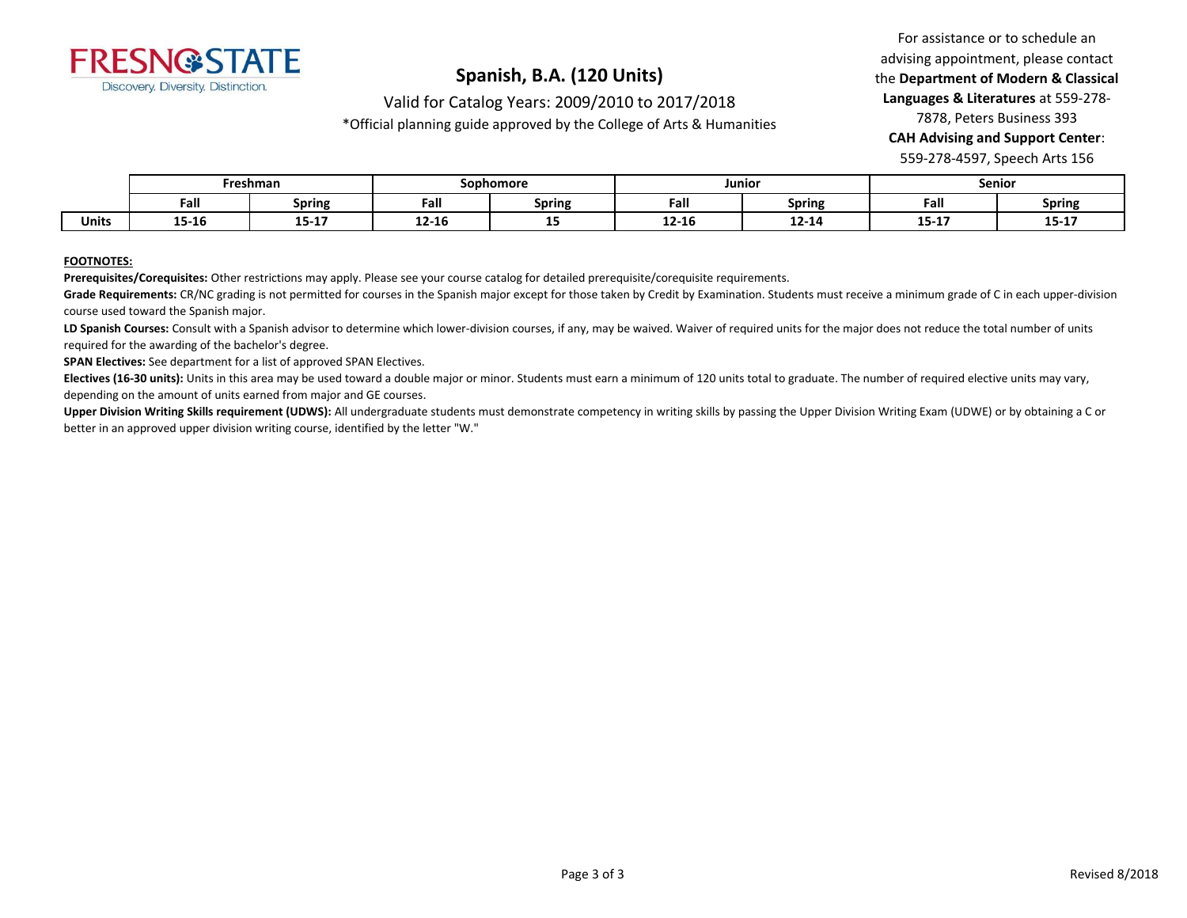# Spanish, B.A. (120 Units)

Valid for Catalog Years: 2009/2010 to 2017/2018

*Official planning guide approved by the College of Arts & Humanities

For assistance or to schedule an advising appointment, please contact the **Department of Modern & Classical Languages & Literatures** at 559-278-7878, Peters Business 393

**CAH Advising and Support Center**: 559-278-4597, Speech Arts 156

| | Freshman | | Sophomore | | Junior | | Senior | |
|---|---|---|---|---|---|---|---|---|
| | Fall | Spring | Fall | Spring | Fall | Spring | Fall | Spring |
| **Units** | 15-16 | 15-17 | 12-16 | 15 | 12-16 | 12-14 | 15-17 | 15-17 |

**FOOTNOTES:**

**Prerequisites/Corequisites:** Other restrictions may apply. Please see your course catalog for detailed prerequisite/corequisite requirements.

**Grade Requirements:** CR/NC grading is not permitted for courses in the Spanish major except for those taken by Credit by Examination. Students must receive a minimum grade of C in each upper-division course used toward the Spanish major.

**LD Spanish Courses:** Consult with a Spanish advisor to determine which lower-division courses, if any, may be waived. Waiver of required units for the major does not reduce the total number of units required for the awarding of the bachelor's degree.

**SPAN Electives:** See department for a list of approved SPAN Electives.

**Electives (16-30 units):** Units in this area may be used toward a double major or minor. Students must earn a minimum of 120 units total to graduate. The number of required elective units may vary, depending on the amount of units earned from major and GE courses.

**Upper Division Writing Skills requirement (UDWS):** All undergraduate students must demonstrate competency in writing skills by passing the Upper Division Writing Exam (UDWE) or by obtaining a C or better in an approved upper division writing course, identified by the letter "W."

Revised 8/2018